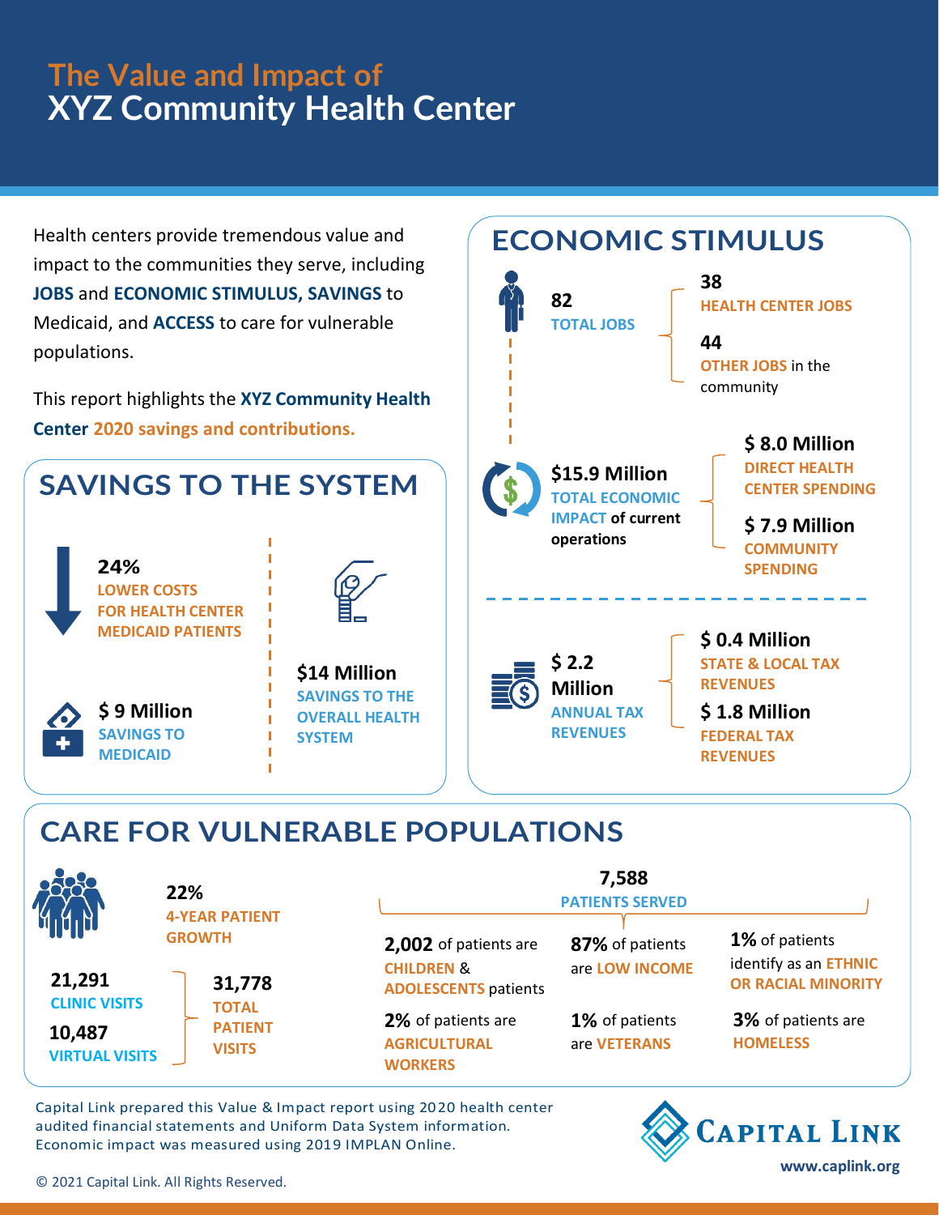# The Value and Impact of XYZ Community Health Center

Health centers provide tremendous value and impact to the communities they serve, including **JOBS** and **ECONOMIC STIMULUS, SAVINGS** to Medicaid, and **ACCESS** to care for vulnerable populations.

This report highlights the **XYZ Community Health Center 2020 savings and contributions.**

## SAVINGS TO THE SYSTEM

**24%**
**LOWER COSTS FOR HEALTH CENTER MEDICAID PATIENTS**

**$ 9 Million**
**SAVINGS TO MEDICAID**

**$14 Million**
**SAVINGS TO THE OVERALL HEALTH SYSTEM**

## ECONOMIC STIMULUS

**82**
**TOTAL JOBS**

- **38** **HEALTH CENTER JOBS**
- **44** **OTHER JOBS** in the community

**$15.9 Million**
**TOTAL ECONOMIC IMPACT of current operations**

- **$ 8.0 Million** **DIRECT HEALTH CENTER SPENDING**
- **$ 7.9 Million** **COMMUNITY SPENDING**

**$ 2.2 Million**
**ANNUAL TAX REVENUES**

- **$ 0.4 Million** **STATE & LOCAL TAX REVENUES**
- **$ 1.8 Million** **FEDERAL TAX REVENUES**

## CARE FOR VULNERABLE POPULATIONS

**22%**
**4-YEAR PATIENT GROWTH**

**21,291** **CLINIC VISITS**
**10,487** **VIRTUAL VISITS**
**31,778** **TOTAL PATIENT VISITS**

**7,588**
**PATIENTS SERVED**

- **2,002** of patients are **CHILDREN** & **ADOLESCENTS** patients
- **87%** of patients are **LOW INCOME**
- **1%** of patients identify as an **ETHNIC OR RACIAL MINORITY**
- **2%** of patients are **AGRICULTURAL WORKERS**
- **1%** of patients are **VETERANS**
- **3%** of patients are **HOMELESS**

Capital Link prepared this Value & Impact report using 2020 health center audited financial statements and Uniform Data System information. Economic impact was measured using 2019 IMPLAN Online.

CAPITAL LINK
www.caplink.org

© 2021 Capital Link. All Rights Reserved.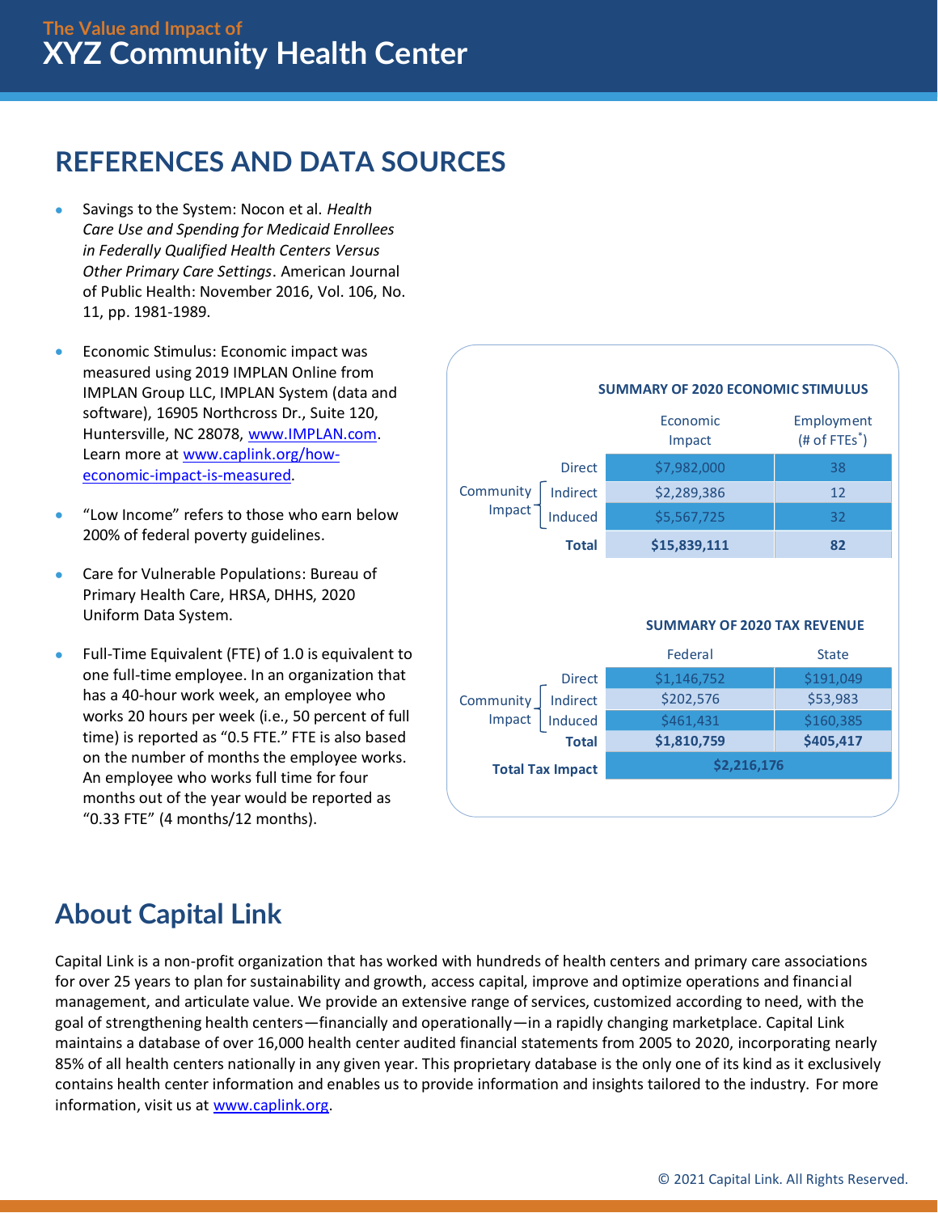## REFERENCES AND DATA SOURCES

- Savings to the System: Nocon et al. *Health Care Use and Spending for Medicaid Enrollees in Federally Qualified Health Centers Versus Other Primary Care Settings*. American Journal of Public Health: November 2016, Vol. 106, No. 11, pp. 1981-1989.
- Economic Stimulus: Economic impact was measured using 2019 IMPLAN Online from IMPLAN Group LLC, IMPLAN System (data and software), 16905 Northcross Dr., Suite 120, Huntersville, NC 28078, www.IMPLAN.com. Learn more at www.caplink.org/how-economic-impact-is-measured.
- "Low Income" refers to those who earn below 200% of federal poverty guidelines.
- Care for Vulnerable Populations: Bureau of Primary Health Care, HRSA, DHHS, 2020 Uniform Data System.
- Full-Time Equivalent (FTE) of 1.0 is equivalent to one full-time employee. In an organization that has a 40-hour work week, an employee who works 20 hours per week (i.e., 50 percent of full time) is reported as "0.5 FTE." FTE is also based on the number of months the employee works. An employee who works full time for four months out of the year would be reported as "0.33 FTE" (4 months/12 months).

**SUMMARY OF 2020 ECONOMIC STIMULUS**

| | | Economic Impact | Employment (# of FTEs*) |
|---|---|---|---|
| Community Impact | Direct | $7,982,000 | 38 |
| | Indirect | $2,289,386 | 12 |
| | Induced | $5,567,725 | 32 |
| | **Total** | **$15,839,111** | **82** |

**SUMMARY OF 2020 TAX REVENUE**

| | | Federal | State |
|---|---|---|---|
| Community Impact | Direct | $1,146,752 | $191,049 |
| | Indirect | $202,576 | $53,983 |
| | Induced | $461,431 | $160,385 |
| | **Total** | **$1,810,759** | **$405,417** |
| **Total Tax Impact** | | **$2,216,176** | |

## About Capital Link

Capital Link is a non-profit organization that has worked with hundreds of health centers and primary care associations for over 25 years to plan for sustainability and growth, access capital, improve and optimize operations and financial management, and articulate value. We provide an extensive range of services, customized according to need, with the goal of strengthening health centers—financially and operationally—in a rapidly changing marketplace. Capital Link maintains a database of over 16,000 health center audited financial statements from 2005 to 2020, incorporating nearly 85% of all health centers nationally in any given year. This proprietary database is the only one of its kind as it exclusively contains health center information and enables us to provide information and insights tailored to the industry. For more information, visit us at www.caplink.org.

© 2021 Capital Link. All Rights Reserved.